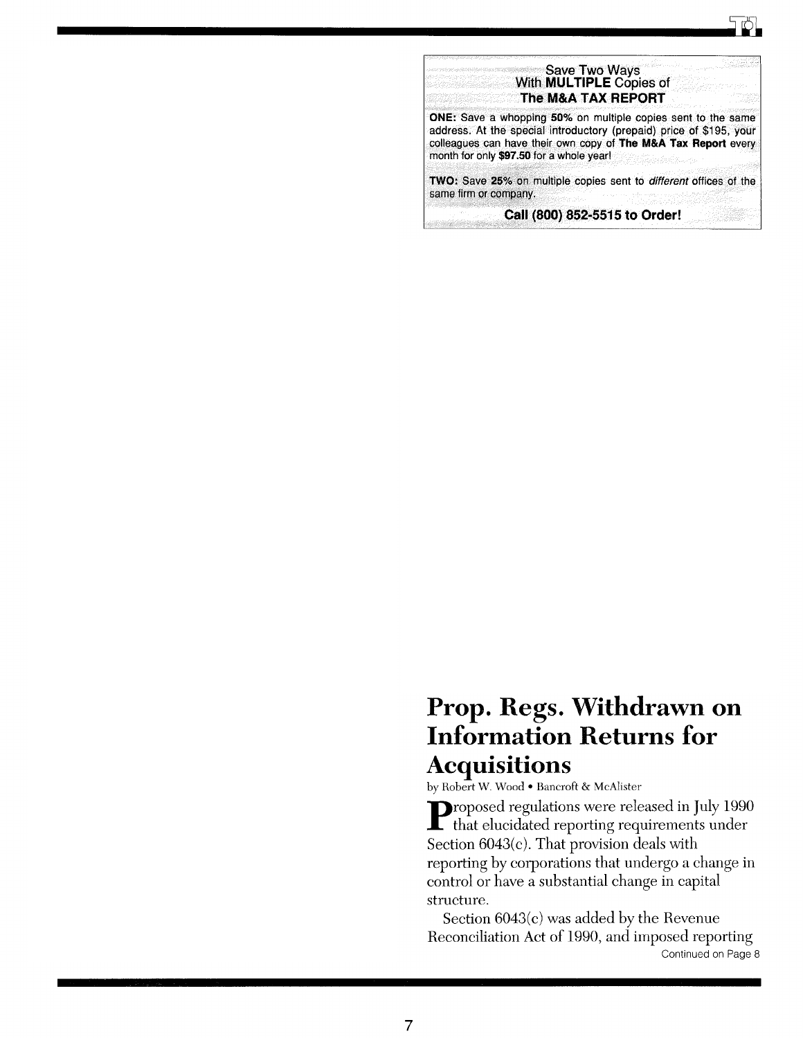**Save Two Ways**
**With MULTIPLE Copies of**
**The M&A TAX REPORT**

**ONE:** Save a whopping **50%** on multiple copies sent to the same address. At the special introductory (prepaid) price of $195, your colleagues can have their own copy of **The M&A Tax Report** every month for only **$97.50** for a whole year!

**TWO:** Save **25%** on multiple copies sent to *different* offices of the same firm or company.

**Call (800) 852-5515 to Order!**

# Prop. Regs. Withdrawn on Information Returns for Acquisitions

by Robert W. Wood • Bancroft & McAlister

Proposed regulations were released in July 1990 that elucidated reporting requirements under Section 6043(c). That provision deals with reporting by corporations that undergo a change in control or have a substantial change in capital structure.

Section 6043(c) was added by the Revenue Reconciliation Act of 1990, and imposed reporting

Continued on Page 8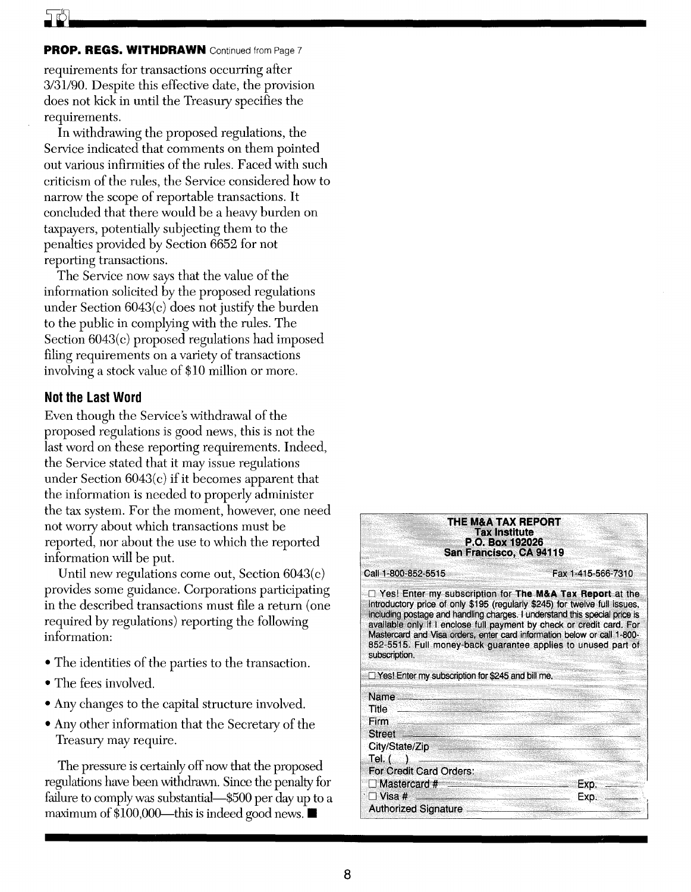**PROP. REGS. WITHDRAWN** Continued from Page 7

requirements for transactions occurring after 3/31/90. Despite this effective date, the provision does not kick in until the Treasury specifies the requirements.

In withdrawing the proposed regulations, the Service indicated that comments on them pointed out various infirmities of the rules. Faced with such criticism of the rules, the Service considered how to narrow the scope of reportable transactions. It concluded that there would be a heavy burden on taxpayers, potentially subjecting them to the penalties provided by Section 6652 for not reporting transactions.

The Service now says that the value of the information solicited by the proposed regulations under Section 6043(c) does not justify the burden to the public in complying with the rules. The Section 6043(c) proposed regulations had imposed filing requirements on a variety of transactions involving a stock value of $10 million or more.

## Not the Last Word

Even though the Service's withdrawal of the proposed regulations is good news, this is not the last word on these reporting requirements. Indeed, the Service stated that it may issue regulations under Section 6043(c) if it becomes apparent that the information is needed to properly administer the tax system. For the moment, however, one need not worry about which transactions must be reported, nor about the use to which the reported information will be put.

Until new regulations come out, Section 6043(c) provides some guidance. Corporations participating in the described transactions must file a return (one required by regulations) reporting the following information:

- The identities of the parties to the transaction.
- The fees involved.
- Any changes to the capital structure involved.
- Any other information that the Secretary of the Treasury may require.

The pressure is certainly off now that the proposed regulations have been withdrawn. Since the penalty for failure to comply was substantial—$500 per day up to a maximum of $100,000—this is indeed good news. ■

**THE M&A TAX REPORT**
**Tax Institute**
**P.O. Box 192026**
**San Francisco, CA 94119**

Call 1-800-852-5515 Fax 1-415-566-7310

☐ Yes! Enter my subscription for **The M&A Tax Report** at the introductory price of only $195 (regularly $245) for twelve full issues, including postage and handling charges. I understand this special price is available only if I enclose full payment by check or credit card. For Mastercard and Visa orders, enter card information below or call 1-800-852-5515. Full money-back guarantee applies to unused part of subscription.

☐ Yes! Enter my subscription for $245 and bill me.

Name \_\_\_\_\_\_\_\_\_\_\_\_\_\_\_\_\_\_\_\_
Title \_\_\_\_\_\_\_\_\_\_\_\_\_\_\_\_\_\_\_\_
Firm \_\_\_\_\_\_\_\_\_\_\_\_\_\_\_\_\_\_\_\_
Street \_\_\_\_\_\_\_\_\_\_\_\_\_\_\_\_\_\_\_\_
City/State/Zip \_\_\_\_\_\_\_\_\_\_\_\_\_\_\_\_\_\_\_\_
Tel. ( ) \_\_\_\_\_\_\_\_\_\_\_\_\_\_\_\_\_\_\_\_
For Credit Card Orders:
☐ Mastercard # \_\_\_\_\_\_\_\_\_\_\_\_\_\_\_\_ Exp. \_\_\_\_\_\_
☐ Visa # \_\_\_\_\_\_\_\_\_\_\_\_\_\_\_\_ Exp. \_\_\_\_\_\_
Authorized Signature \_\_\_\_\_\_\_\_\_\_\_\_\_\_\_\_\_\_\_\_